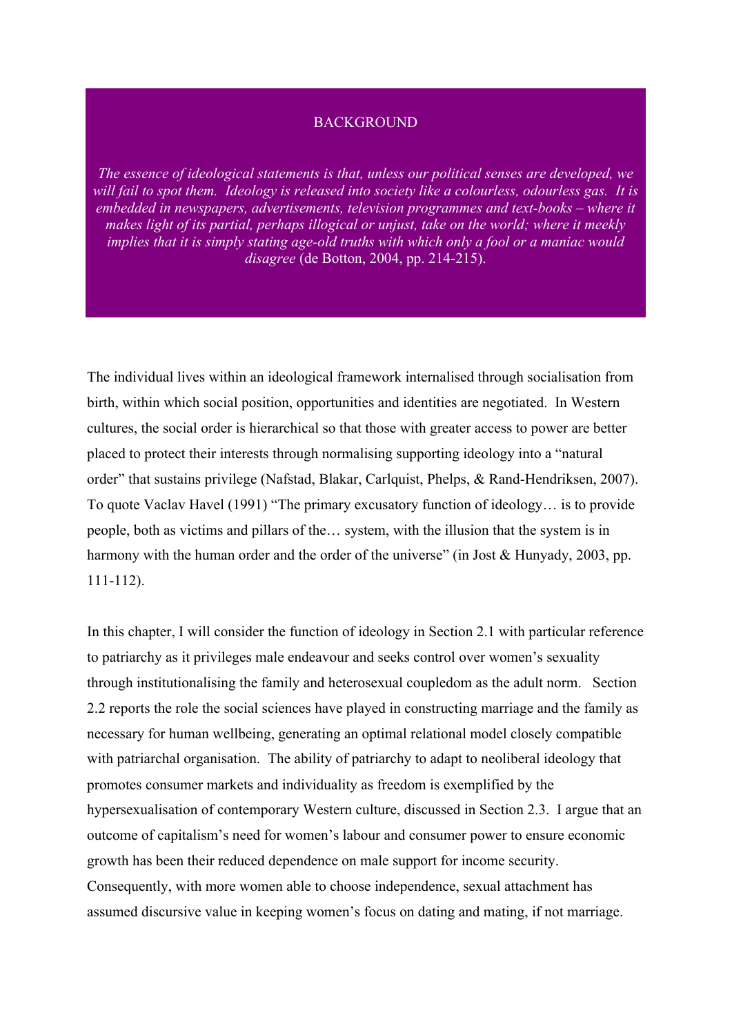## BACKGROUND

*The essence of ideological statements is that, unless our political senses are developed, we will fail to spot them. Ideology is released into society like a colourless, odourless gas. It is embedded in newspapers, advertisements, television programmes and text-books – where it makes light of its partial, perhaps illogical or unjust, take on the world; where it meekly implies that it is simply stating age-old truths with which only a fool or a maniac would disagree* (de Botton, 2004, pp. 214-215).

The individual lives within an ideological framework internalised through socialisation from birth, within which social position, opportunities and identities are negotiated. In Western cultures, the social order is hierarchical so that those with greater access to power are better placed to protect their interests through normalising supporting ideology into a "natural order" that sustains privilege (Nafstad, Blakar, Carlquist, Phelps, & Rand-Hendriksen, 2007). To quote Vaclav Havel (1991) "The primary excusatory function of ideology… is to provide people, both as victims and pillars of the… system, with the illusion that the system is in harmony with the human order and the order of the universe" (in Jost & Hunyady, 2003, pp. 111-112).

In this chapter, I will consider the function of ideology in Section 2.1 with particular reference to patriarchy as it privileges male endeavour and seeks control over women's sexuality through institutionalising the family and heterosexual coupledom as the adult norm. Section 2.2 reports the role the social sciences have played in constructing marriage and the family as necessary for human wellbeing, generating an optimal relational model closely compatible with patriarchal organisation. The ability of patriarchy to adapt to neoliberal ideology that promotes consumer markets and individuality as freedom is exemplified by the hypersexualisation of contemporary Western culture, discussed in Section 2.3. I argue that an outcome of capitalism's need for women's labour and consumer power to ensure economic growth has been their reduced dependence on male support for income security. Consequently, with more women able to choose independence, sexual attachment has assumed discursive value in keeping women's focus on dating and mating, if not marriage.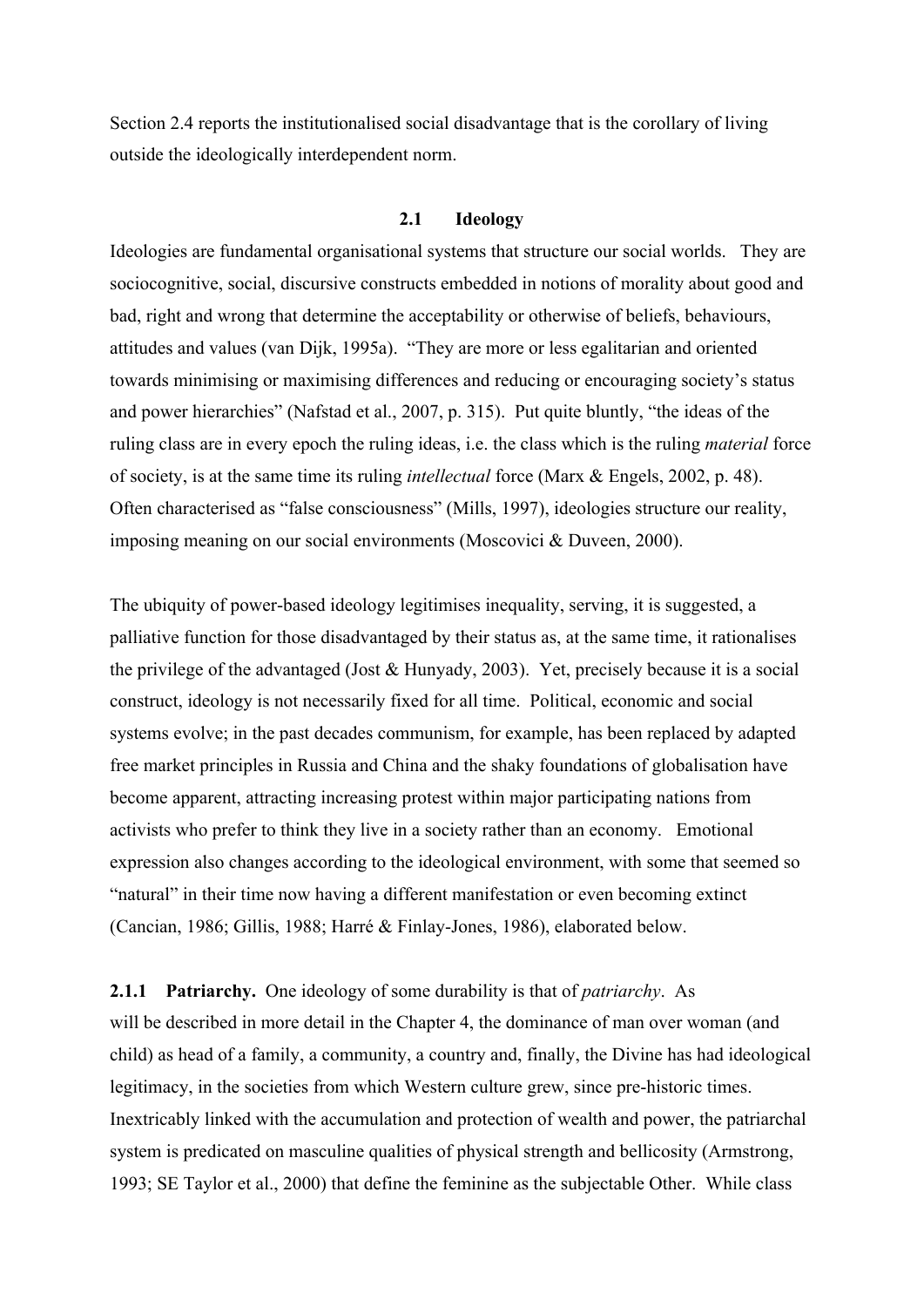Section 2.4 reports the institutionalised social disadvantage that is the corollary of living outside the ideologically interdependent norm.

## 2.1 Ideology

Ideologies are fundamental organisational systems that structure our social worlds. They are sociocognitive, social, discursive constructs embedded in notions of morality about good and bad, right and wrong that determine the acceptability or otherwise of beliefs, behaviours, attitudes and values (van Dijk, 1995a). "They are more or less egalitarian and oriented towards minimising or maximising differences and reducing or encouraging society's status and power hierarchies" (Nafstad et al., 2007, p. 315). Put quite bluntly, "the ideas of the ruling class are in every epoch the ruling ideas, i.e. the class which is the ruling *material* force of society, is at the same time its ruling *intellectual* force (Marx & Engels, 2002, p. 48). Often characterised as "false consciousness" (Mills, 1997), ideologies structure our reality, imposing meaning on our social environments (Moscovici & Duveen, 2000).

The ubiquity of power-based ideology legitimises inequality, serving, it is suggested, a palliative function for those disadvantaged by their status as, at the same time, it rationalises the privilege of the advantaged (Jost & Hunyady, 2003). Yet, precisely because it is a social construct, ideology is not necessarily fixed for all time. Political, economic and social systems evolve; in the past decades communism, for example, has been replaced by adapted free market principles in Russia and China and the shaky foundations of globalisation have become apparent, attracting increasing protest within major participating nations from activists who prefer to think they live in a society rather than an economy. Emotional expression also changes according to the ideological environment, with some that seemed so "natural" in their time now having a different manifestation or even becoming extinct (Cancian, 1986; Gillis, 1988; Harré & Finlay-Jones, 1986), elaborated below.

**2.1.1 Patriarchy.** One ideology of some durability is that of *patriarchy*. As will be described in more detail in the Chapter 4, the dominance of man over woman (and child) as head of a family, a community, a country and, finally, the Divine has had ideological legitimacy, in the societies from which Western culture grew, since pre-historic times. Inextricably linked with the accumulation and protection of wealth and power, the patriarchal system is predicated on masculine qualities of physical strength and bellicosity (Armstrong, 1993; SE Taylor et al., 2000) that define the feminine as the subjectable Other. While class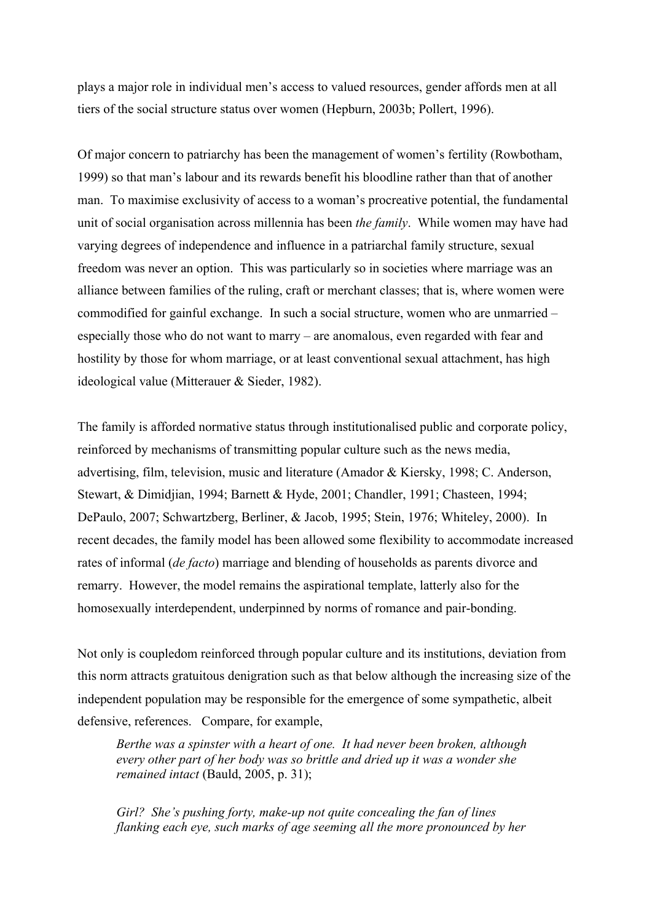plays a major role in individual men's access to valued resources, gender affords men at all tiers of the social structure status over women (Hepburn, 2003b; Pollert, 1996).

Of major concern to patriarchy has been the management of women's fertility (Rowbotham, 1999) so that man's labour and its rewards benefit his bloodline rather than that of another man. To maximise exclusivity of access to a woman's procreative potential, the fundamental unit of social organisation across millennia has been *the family*. While women may have had varying degrees of independence and influence in a patriarchal family structure, sexual freedom was never an option. This was particularly so in societies where marriage was an alliance between families of the ruling, craft or merchant classes; that is, where women were commodified for gainful exchange. In such a social structure, women who are unmarried – especially those who do not want to marry – are anomalous, even regarded with fear and hostility by those for whom marriage, or at least conventional sexual attachment, has high ideological value (Mitterauer & Sieder, 1982).

The family is afforded normative status through institutionalised public and corporate policy, reinforced by mechanisms of transmitting popular culture such as the news media, advertising, film, television, music and literature (Amador & Kiersky, 1998; C. Anderson, Stewart, & Dimidjian, 1994; Barnett & Hyde, 2001; Chandler, 1991; Chasteen, 1994; DePaulo, 2007; Schwartzberg, Berliner, & Jacob, 1995; Stein, 1976; Whiteley, 2000). In recent decades, the family model has been allowed some flexibility to accommodate increased rates of informal (*de facto*) marriage and blending of households as parents divorce and remarry. However, the model remains the aspirational template, latterly also for the homosexually interdependent, underpinned by norms of romance and pair-bonding.

Not only is coupledom reinforced through popular culture and its institutions, deviation from this norm attracts gratuitous denigration such as that below although the increasing size of the independent population may be responsible for the emergence of some sympathetic, albeit defensive, references. Compare, for example,

> *Berthe was a spinster with a heart of one. It had never been broken, although every other part of her body was so brittle and dried up it was a wonder she remained intact* (Bauld, 2005, p. 31);

> *Girl? She's pushing forty, make-up not quite concealing the fan of lines flanking each eye, such marks of age seeming all the more pronounced by her*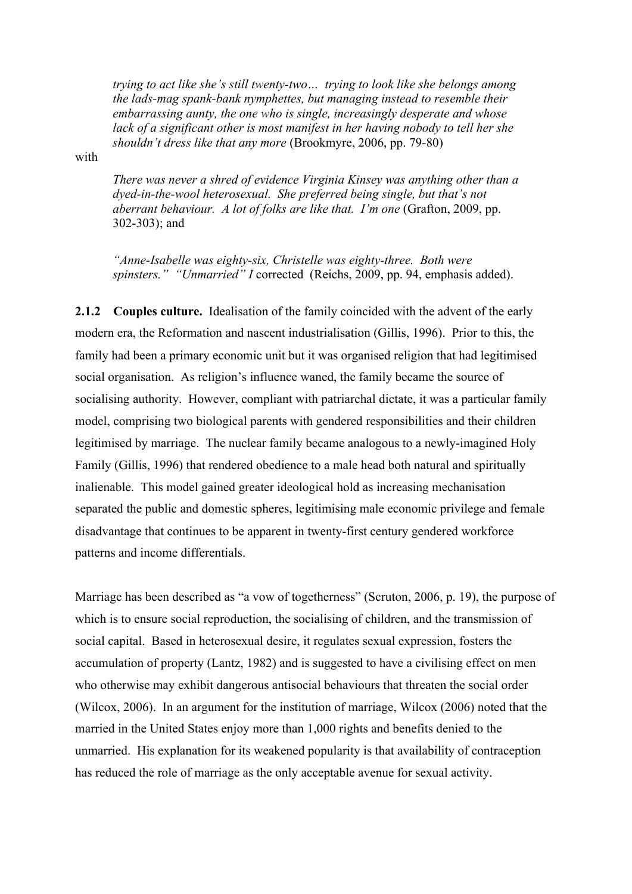> *trying to act like she's still twenty-two… trying to look like she belongs among the lads-mag spank-bank nymphettes, but managing instead to resemble their embarrassing aunty, the one who is single, increasingly desperate and whose lack of a significant other is most manifest in her having nobody to tell her she shouldn't dress like that any more* (Brookmyre, 2006, pp. 79-80)

with

> *There was never a shred of evidence Virginia Kinsey was anything other than a dyed-in-the-wool heterosexual. She preferred being single, but that's not aberrant behaviour. A lot of folks are like that. I'm one* (Grafton, 2009, pp. 302-303); and

> *"Anne-Isabelle was eighty-six, Christelle was eighty-three. Both were spinsters." "Unmarried" I* corrected (Reichs, 2009, pp. 94, emphasis added).

**2.1.2 Couples culture.** Idealisation of the family coincided with the advent of the early modern era, the Reformation and nascent industrialisation (Gillis, 1996). Prior to this, the family had been a primary economic unit but it was organised religion that had legitimised social organisation. As religion's influence waned, the family became the source of socialising authority. However, compliant with patriarchal dictate, it was a particular family model, comprising two biological parents with gendered responsibilities and their children legitimised by marriage. The nuclear family became analogous to a newly-imagined Holy Family (Gillis, 1996) that rendered obedience to a male head both natural and spiritually inalienable. This model gained greater ideological hold as increasing mechanisation separated the public and domestic spheres, legitimising male economic privilege and female disadvantage that continues to be apparent in twenty-first century gendered workforce patterns and income differentials.

Marriage has been described as "a vow of togetherness" (Scruton, 2006, p. 19), the purpose of which is to ensure social reproduction, the socialising of children, and the transmission of social capital. Based in heterosexual desire, it regulates sexual expression, fosters the accumulation of property (Lantz, 1982) and is suggested to have a civilising effect on men who otherwise may exhibit dangerous antisocial behaviours that threaten the social order (Wilcox, 2006). In an argument for the institution of marriage, Wilcox (2006) noted that the married in the United States enjoy more than 1,000 rights and benefits denied to the unmarried. His explanation for its weakened popularity is that availability of contraception has reduced the role of marriage as the only acceptable avenue for sexual activity.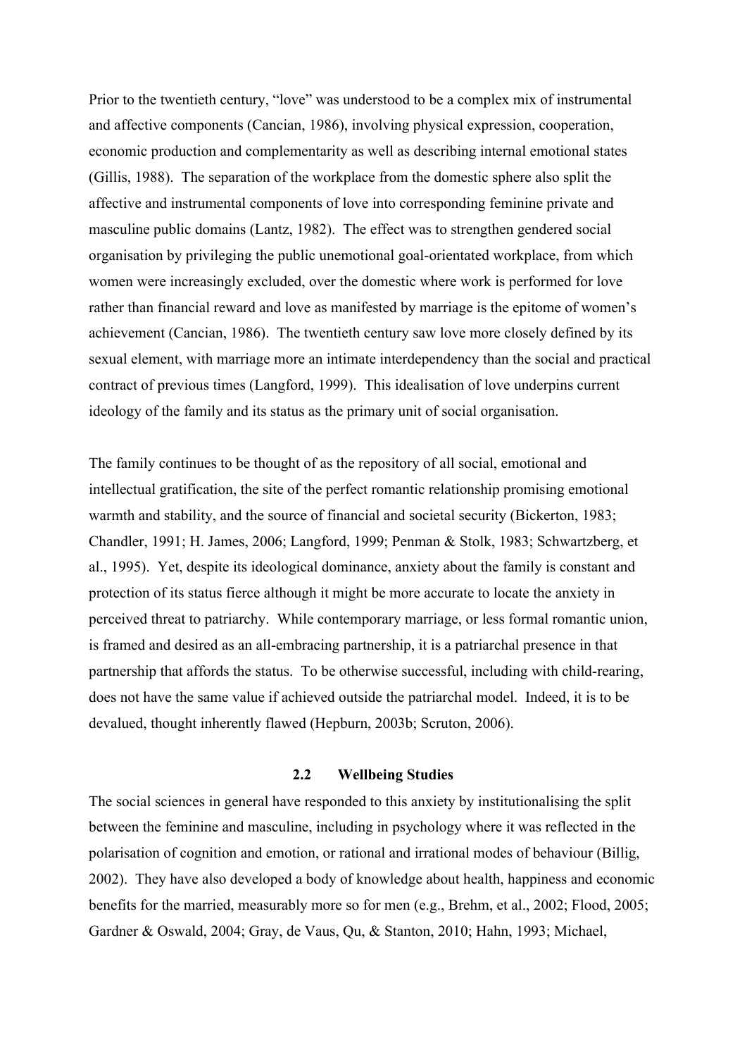Prior to the twentieth century, "love" was understood to be a complex mix of instrumental and affective components (Cancian, 1986), involving physical expression, cooperation, economic production and complementarity as well as describing internal emotional states (Gillis, 1988). The separation of the workplace from the domestic sphere also split the affective and instrumental components of love into corresponding feminine private and masculine public domains (Lantz, 1982). The effect was to strengthen gendered social organisation by privileging the public unemotional goal-orientated workplace, from which women were increasingly excluded, over the domestic where work is performed for love rather than financial reward and love as manifested by marriage is the epitome of women's achievement (Cancian, 1986). The twentieth century saw love more closely defined by its sexual element, with marriage more an intimate interdependency than the social and practical contract of previous times (Langford, 1999). This idealisation of love underpins current ideology of the family and its status as the primary unit of social organisation.

The family continues to be thought of as the repository of all social, emotional and intellectual gratification, the site of the perfect romantic relationship promising emotional warmth and stability, and the source of financial and societal security (Bickerton, 1983; Chandler, 1991; H. James, 2006; Langford, 1999; Penman & Stolk, 1983; Schwartzberg, et al., 1995). Yet, despite its ideological dominance, anxiety about the family is constant and protection of its status fierce although it might be more accurate to locate the anxiety in perceived threat to patriarchy. While contemporary marriage, or less formal romantic union, is framed and desired as an all-embracing partnership, it is a patriarchal presence in that partnership that affords the status. To be otherwise successful, including with child-rearing, does not have the same value if achieved outside the patriarchal model. Indeed, it is to be devalued, thought inherently flawed (Hepburn, 2003b; Scruton, 2006).

## 2.2 Wellbeing Studies

The social sciences in general have responded to this anxiety by institutionalising the split between the feminine and masculine, including in psychology where it was reflected in the polarisation of cognition and emotion, or rational and irrational modes of behaviour (Billig, 2002). They have also developed a body of knowledge about health, happiness and economic benefits for the married, measurably more so for men (e.g., Brehm, et al., 2002; Flood, 2005; Gardner & Oswald, 2004; Gray, de Vaus, Qu, & Stanton, 2010; Hahn, 1993; Michael,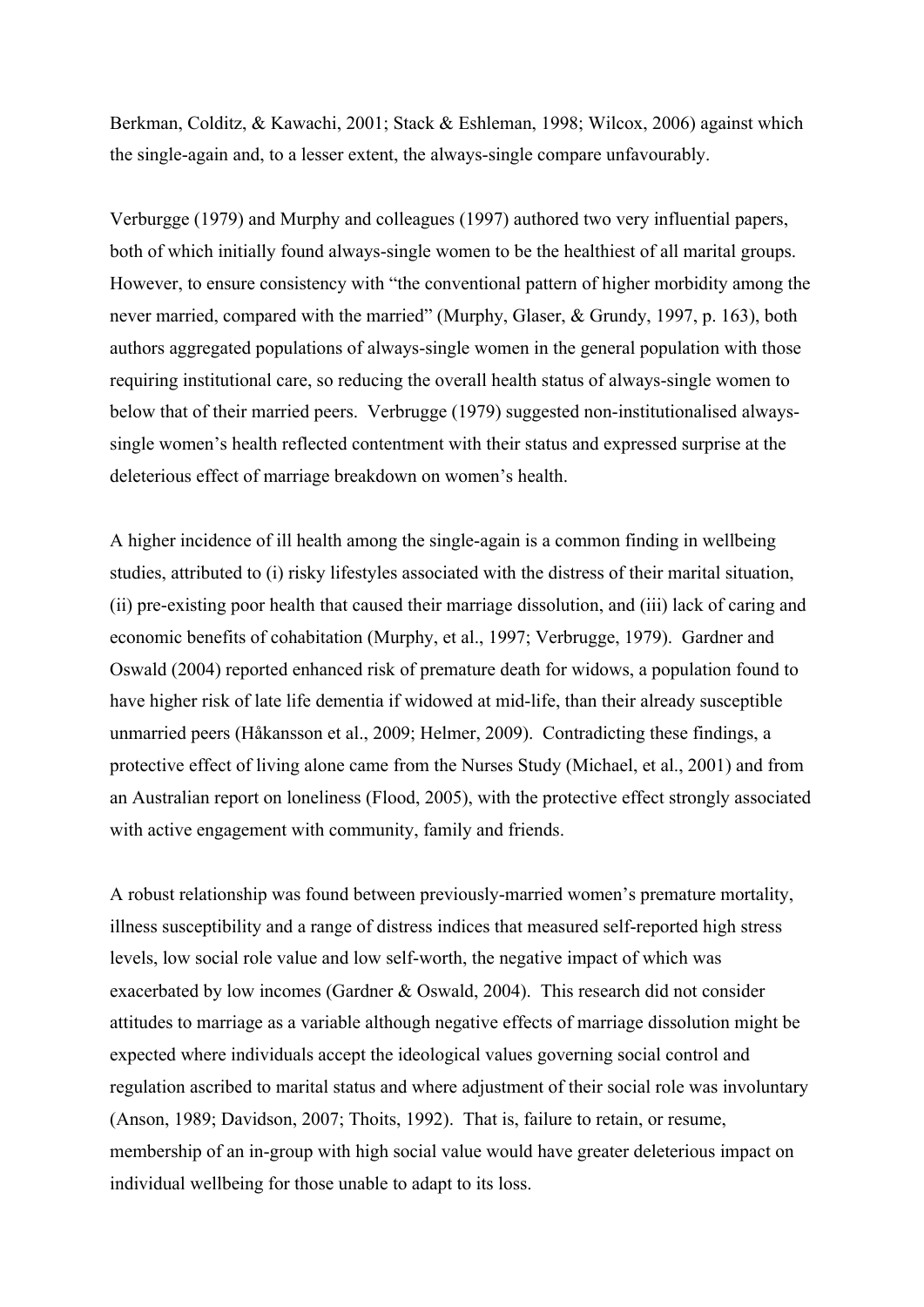Berkman, Colditz, & Kawachi, 2001; Stack & Eshleman, 1998; Wilcox, 2006) against which the single-again and, to a lesser extent, the always-single compare unfavourably.

Verburgge (1979) and Murphy and colleagues (1997) authored two very influential papers, both of which initially found always-single women to be the healthiest of all marital groups. However, to ensure consistency with "the conventional pattern of higher morbidity among the never married, compared with the married" (Murphy, Glaser, & Grundy, 1997, p. 163), both authors aggregated populations of always-single women in the general population with those requiring institutional care, so reducing the overall health status of always-single women to below that of their married peers. Verbrugge (1979) suggested non-institutionalised always-single women's health reflected contentment with their status and expressed surprise at the deleterious effect of marriage breakdown on women's health.

A higher incidence of ill health among the single-again is a common finding in wellbeing studies, attributed to (i) risky lifestyles associated with the distress of their marital situation, (ii) pre-existing poor health that caused their marriage dissolution, and (iii) lack of caring and economic benefits of cohabitation (Murphy, et al., 1997; Verbrugge, 1979). Gardner and Oswald (2004) reported enhanced risk of premature death for widows, a population found to have higher risk of late life dementia if widowed at mid-life, than their already susceptible unmarried peers (Håkansson et al., 2009; Helmer, 2009). Contradicting these findings, a protective effect of living alone came from the Nurses Study (Michael, et al., 2001) and from an Australian report on loneliness (Flood, 2005), with the protective effect strongly associated with active engagement with community, family and friends.

A robust relationship was found between previously-married women's premature mortality, illness susceptibility and a range of distress indices that measured self-reported high stress levels, low social role value and low self-worth, the negative impact of which was exacerbated by low incomes (Gardner & Oswald, 2004). This research did not consider attitudes to marriage as a variable although negative effects of marriage dissolution might be expected where individuals accept the ideological values governing social control and regulation ascribed to marital status and where adjustment of their social role was involuntary (Anson, 1989; Davidson, 2007; Thoits, 1992). That is, failure to retain, or resume, membership of an in-group with high social value would have greater deleterious impact on individual wellbeing for those unable to adapt to its loss.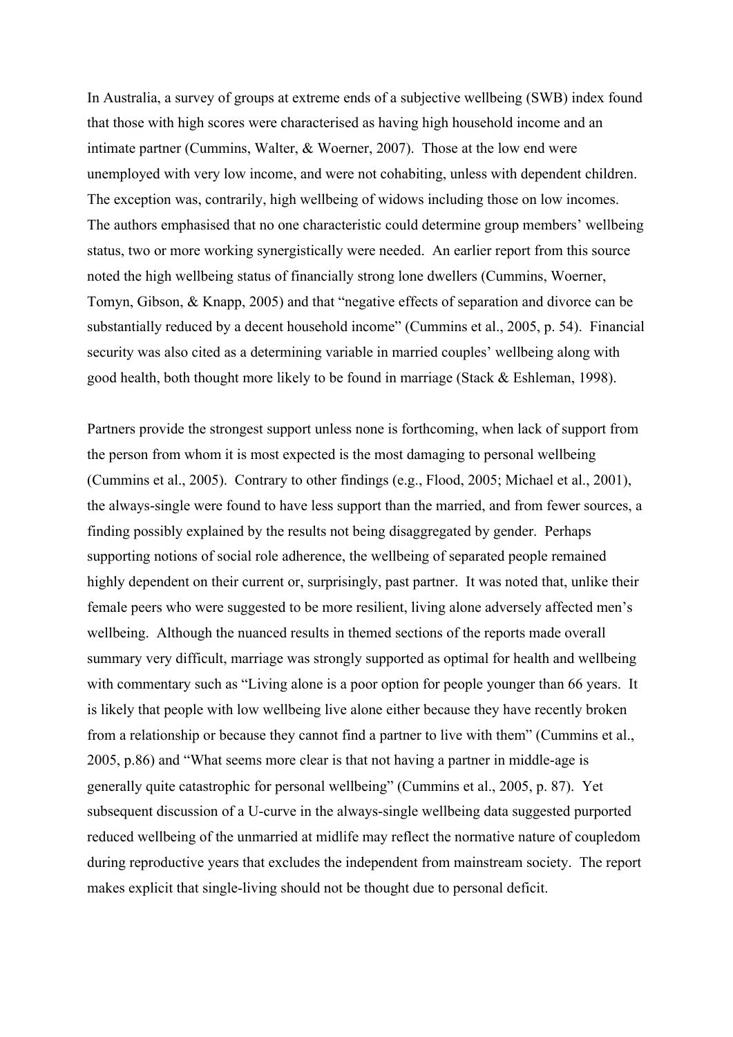In Australia, a survey of groups at extreme ends of a subjective wellbeing (SWB) index found that those with high scores were characterised as having high household income and an intimate partner (Cummins, Walter, & Woerner, 2007). Those at the low end were unemployed with very low income, and were not cohabiting, unless with dependent children. The exception was, contrarily, high wellbeing of widows including those on low incomes. The authors emphasised that no one characteristic could determine group members' wellbeing status, two or more working synergistically were needed. An earlier report from this source noted the high wellbeing status of financially strong lone dwellers (Cummins, Woerner, Tomyn, Gibson, & Knapp, 2005) and that "negative effects of separation and divorce can be substantially reduced by a decent household income" (Cummins et al., 2005, p. 54). Financial security was also cited as a determining variable in married couples' wellbeing along with good health, both thought more likely to be found in marriage (Stack & Eshleman, 1998).

Partners provide the strongest support unless none is forthcoming, when lack of support from the person from whom it is most expected is the most damaging to personal wellbeing (Cummins et al., 2005). Contrary to other findings (e.g., Flood, 2005; Michael et al., 2001), the always-single were found to have less support than the married, and from fewer sources, a finding possibly explained by the results not being disaggregated by gender. Perhaps supporting notions of social role adherence, the wellbeing of separated people remained highly dependent on their current or, surprisingly, past partner. It was noted that, unlike their female peers who were suggested to be more resilient, living alone adversely affected men's wellbeing. Although the nuanced results in themed sections of the reports made overall summary very difficult, marriage was strongly supported as optimal for health and wellbeing with commentary such as "Living alone is a poor option for people younger than 66 years. It is likely that people with low wellbeing live alone either because they have recently broken from a relationship or because they cannot find a partner to live with them" (Cummins et al., 2005, p.86) and "What seems more clear is that not having a partner in middle-age is generally quite catastrophic for personal wellbeing" (Cummins et al., 2005, p. 87). Yet subsequent discussion of a U-curve in the always-single wellbeing data suggested purported reduced wellbeing of the unmarried at midlife may reflect the normative nature of coupledom during reproductive years that excludes the independent from mainstream society. The report makes explicit that single-living should not be thought due to personal deficit.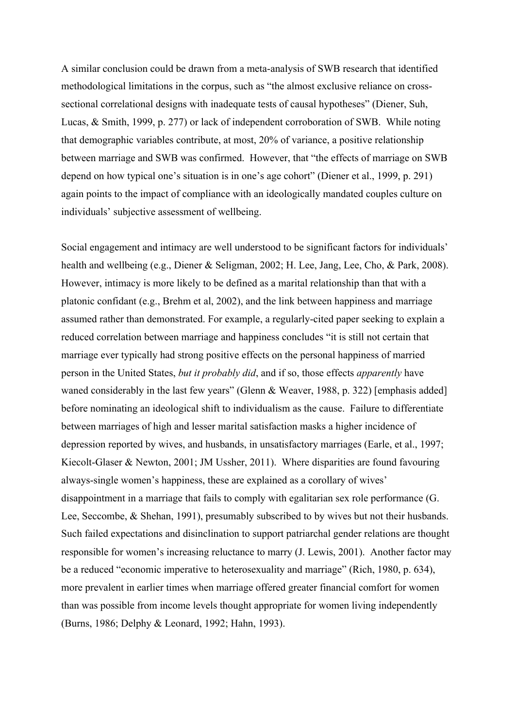A similar conclusion could be drawn from a meta-analysis of SWB research that identified methodological limitations in the corpus, such as "the almost exclusive reliance on cross-sectional correlational designs with inadequate tests of causal hypotheses" (Diener, Suh, Lucas, & Smith, 1999, p. 277) or lack of independent corroboration of SWB. While noting that demographic variables contribute, at most, 20% of variance, a positive relationship between marriage and SWB was confirmed. However, that "the effects of marriage on SWB depend on how typical one's situation is in one's age cohort" (Diener et al., 1999, p. 291) again points to the impact of compliance with an ideologically mandated couples culture on individuals' subjective assessment of wellbeing.

Social engagement and intimacy are well understood to be significant factors for individuals' health and wellbeing (e.g., Diener & Seligman, 2002; H. Lee, Jang, Lee, Cho, & Park, 2008). However, intimacy is more likely to be defined as a marital relationship than that with a platonic confidant (e.g., Brehm et al, 2002), and the link between happiness and marriage assumed rather than demonstrated. For example, a regularly-cited paper seeking to explain a reduced correlation between marriage and happiness concludes "it is still not certain that marriage ever typically had strong positive effects on the personal happiness of married person in the United States, *but it probably did*, and if so, those effects *apparently* have waned considerably in the last few years" (Glenn & Weaver, 1988, p. 322) [emphasis added] before nominating an ideological shift to individualism as the cause. Failure to differentiate between marriages of high and lesser marital satisfaction masks a higher incidence of depression reported by wives, and husbands, in unsatisfactory marriages (Earle, et al., 1997; Kiecolt-Glaser & Newton, 2001; JM Ussher, 2011). Where disparities are found favouring always-single women's happiness, these are explained as a corollary of wives' disappointment in a marriage that fails to comply with egalitarian sex role performance (G. Lee, Seccombe, & Shehan, 1991), presumably subscribed to by wives but not their husbands. Such failed expectations and disinclination to support patriarchal gender relations are thought responsible for women's increasing reluctance to marry (J. Lewis, 2001). Another factor may be a reduced "economic imperative to heterosexuality and marriage" (Rich, 1980, p. 634), more prevalent in earlier times when marriage offered greater financial comfort for women than was possible from income levels thought appropriate for women living independently (Burns, 1986; Delphy & Leonard, 1992; Hahn, 1993).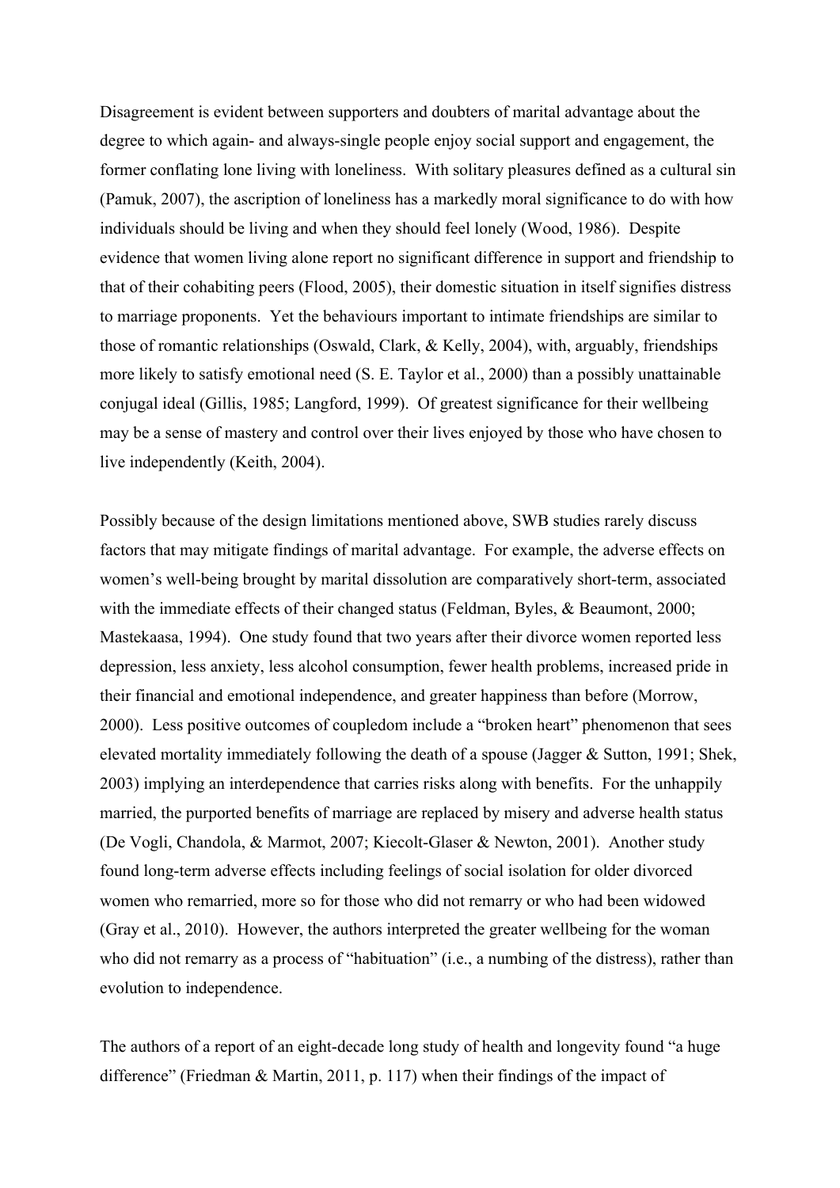Disagreement is evident between supporters and doubters of marital advantage about the degree to which again- and always-single people enjoy social support and engagement, the former conflating lone living with loneliness. With solitary pleasures defined as a cultural sin (Pamuk, 2007), the ascription of loneliness has a markedly moral significance to do with how individuals should be living and when they should feel lonely (Wood, 1986). Despite evidence that women living alone report no significant difference in support and friendship to that of their cohabiting peers (Flood, 2005), their domestic situation in itself signifies distress to marriage proponents. Yet the behaviours important to intimate friendships are similar to those of romantic relationships (Oswald, Clark, & Kelly, 2004), with, arguably, friendships more likely to satisfy emotional need (S. E. Taylor et al., 2000) than a possibly unattainable conjugal ideal (Gillis, 1985; Langford, 1999). Of greatest significance for their wellbeing may be a sense of mastery and control over their lives enjoyed by those who have chosen to live independently (Keith, 2004).

Possibly because of the design limitations mentioned above, SWB studies rarely discuss factors that may mitigate findings of marital advantage. For example, the adverse effects on women's well-being brought by marital dissolution are comparatively short-term, associated with the immediate effects of their changed status (Feldman, Byles, & Beaumont, 2000; Mastekaasa, 1994). One study found that two years after their divorce women reported less depression, less anxiety, less alcohol consumption, fewer health problems, increased pride in their financial and emotional independence, and greater happiness than before (Morrow, 2000). Less positive outcomes of coupledom include a "broken heart" phenomenon that sees elevated mortality immediately following the death of a spouse (Jagger & Sutton, 1991; Shek, 2003) implying an interdependence that carries risks along with benefits. For the unhappily married, the purported benefits of marriage are replaced by misery and adverse health status (De Vogli, Chandola, & Marmot, 2007; Kiecolt-Glaser & Newton, 2001). Another study found long-term adverse effects including feelings of social isolation for older divorced women who remarried, more so for those who did not remarry or who had been widowed (Gray et al., 2010). However, the authors interpreted the greater wellbeing for the woman who did not remarry as a process of "habituation" (i.e., a numbing of the distress), rather than evolution to independence.

The authors of a report of an eight-decade long study of health and longevity found "a huge difference" (Friedman & Martin, 2011, p. 117) when their findings of the impact of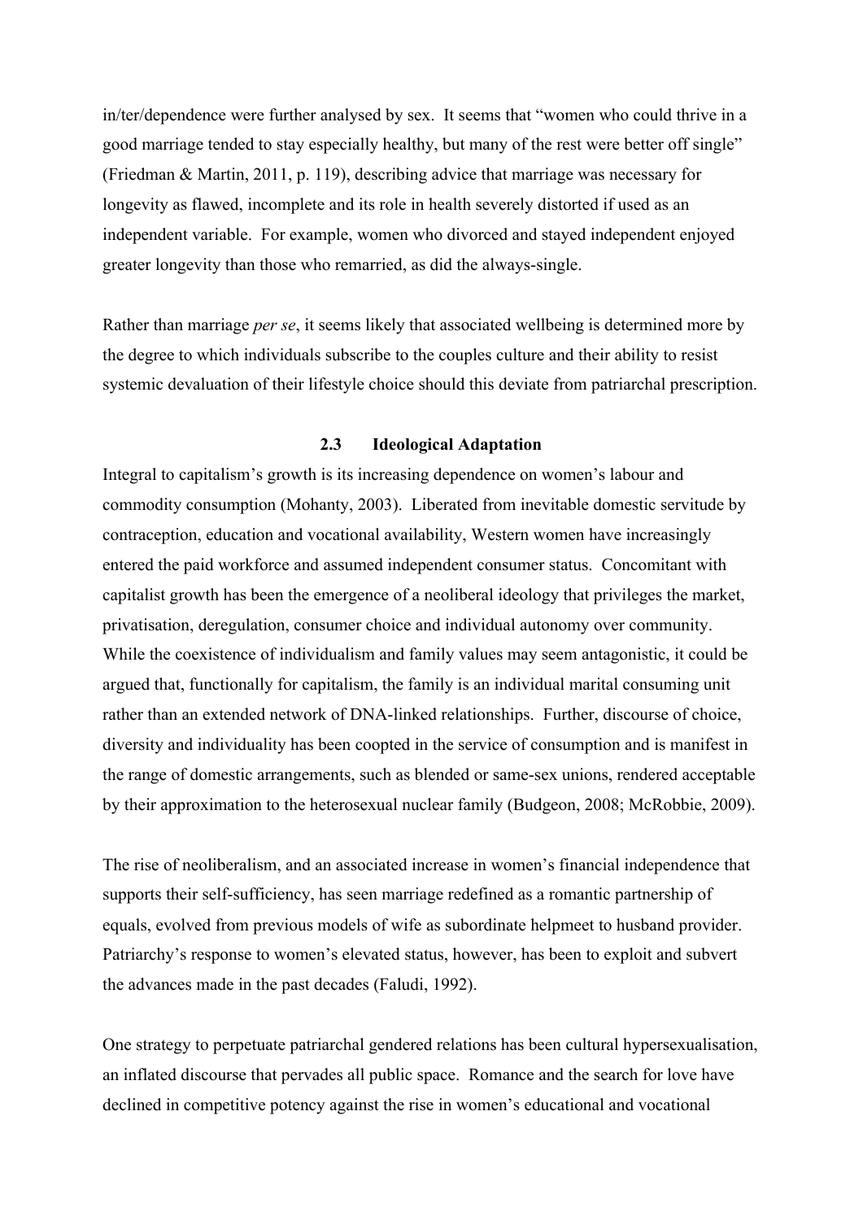in/ter/dependence were further analysed by sex. It seems that "women who could thrive in a good marriage tended to stay especially healthy, but many of the rest were better off single" (Friedman & Martin, 2011, p. 119), describing advice that marriage was necessary for longevity as flawed, incomplete and its role in health severely distorted if used as an independent variable. For example, women who divorced and stayed independent enjoyed greater longevity than those who remarried, as did the always-single.

Rather than marriage *per se*, it seems likely that associated wellbeing is determined more by the degree to which individuals subscribe to the couples culture and their ability to resist systemic devaluation of their lifestyle choice should this deviate from patriarchal prescription.

## 2.3 Ideological Adaptation

Integral to capitalism's growth is its increasing dependence on women's labour and commodity consumption (Mohanty, 2003). Liberated from inevitable domestic servitude by contraception, education and vocational availability, Western women have increasingly entered the paid workforce and assumed independent consumer status. Concomitant with capitalist growth has been the emergence of a neoliberal ideology that privileges the market, privatisation, deregulation, consumer choice and individual autonomy over community. While the coexistence of individualism and family values may seem antagonistic, it could be argued that, functionally for capitalism, the family is an individual marital consuming unit rather than an extended network of DNA-linked relationships. Further, discourse of choice, diversity and individuality has been coopted in the service of consumption and is manifest in the range of domestic arrangements, such as blended or same-sex unions, rendered acceptable by their approximation to the heterosexual nuclear family (Budgeon, 2008; McRobbie, 2009).

The rise of neoliberalism, and an associated increase in women's financial independence that supports their self-sufficiency, has seen marriage redefined as a romantic partnership of equals, evolved from previous models of wife as subordinate helpmeet to husband provider. Patriarchy's response to women's elevated status, however, has been to exploit and subvert the advances made in the past decades (Faludi, 1992).

One strategy to perpetuate patriarchal gendered relations has been cultural hypersexualisation, an inflated discourse that pervades all public space. Romance and the search for love have declined in competitive potency against the rise in women's educational and vocational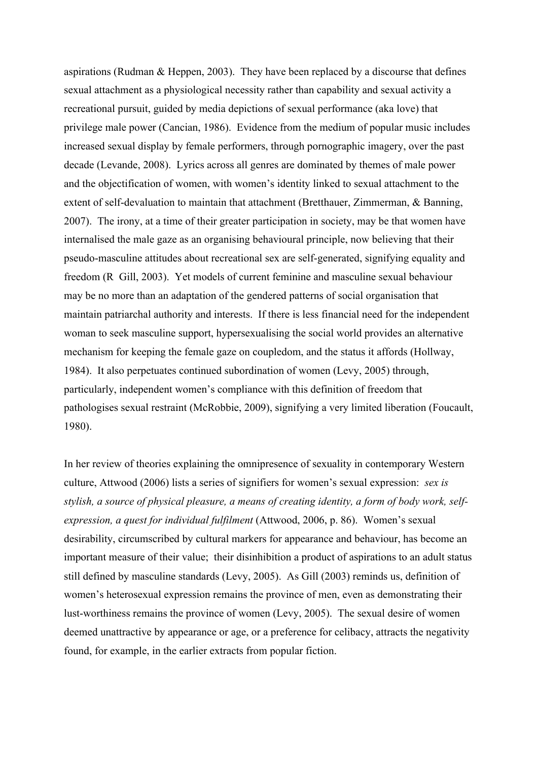aspirations (Rudman & Heppen, 2003). They have been replaced by a discourse that defines sexual attachment as a physiological necessity rather than capability and sexual activity a recreational pursuit, guided by media depictions of sexual performance (aka love) that privilege male power (Cancian, 1986). Evidence from the medium of popular music includes increased sexual display by female performers, through pornographic imagery, over the past decade (Levande, 2008). Lyrics across all genres are dominated by themes of male power and the objectification of women, with women's identity linked to sexual attachment to the extent of self-devaluation to maintain that attachment (Bretthauer, Zimmerman, & Banning, 2007). The irony, at a time of their greater participation in society, may be that women have internalised the male gaze as an organising behavioural principle, now believing that their pseudo-masculine attitudes about recreational sex are self-generated, signifying equality and freedom (R Gill, 2003). Yet models of current feminine and masculine sexual behaviour may be no more than an adaptation of the gendered patterns of social organisation that maintain patriarchal authority and interests. If there is less financial need for the independent woman to seek masculine support, hypersexualising the social world provides an alternative mechanism for keeping the female gaze on coupledom, and the status it affords (Hollway, 1984). It also perpetuates continued subordination of women (Levy, 2005) through, particularly, independent women's compliance with this definition of freedom that pathologises sexual restraint (McRobbie, 2009), signifying a very limited liberation (Foucault, 1980).

In her review of theories explaining the omnipresence of sexuality in contemporary Western culture, Attwood (2006) lists a series of signifiers for women's sexual expression: *sex is stylish, a source of physical pleasure, a means of creating identity, a form of body work, self-expression, a quest for individual fulfilment* (Attwood, 2006, p. 86). Women's sexual desirability, circumscribed by cultural markers for appearance and behaviour, has become an important measure of their value; their disinhibition a product of aspirations to an adult status still defined by masculine standards (Levy, 2005). As Gill (2003) reminds us, definition of women's heterosexual expression remains the province of men, even as demonstrating their lust-worthiness remains the province of women (Levy, 2005). The sexual desire of women deemed unattractive by appearance or age, or a preference for celibacy, attracts the negativity found, for example, in the earlier extracts from popular fiction.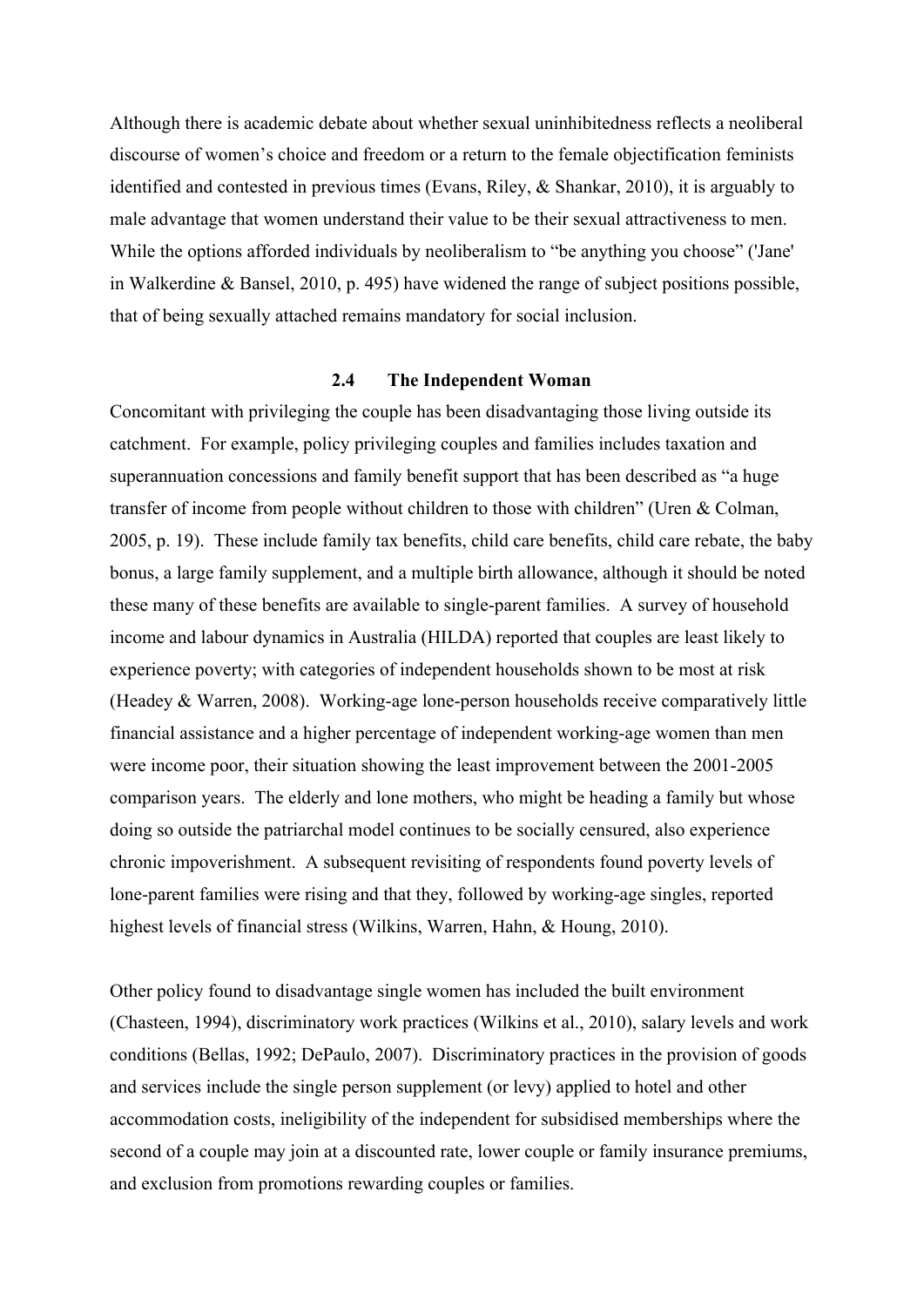Although there is academic debate about whether sexual uninhibitedness reflects a neoliberal discourse of women's choice and freedom or a return to the female objectification feminists identified and contested in previous times (Evans, Riley, & Shankar, 2010), it is arguably to male advantage that women understand their value to be their sexual attractiveness to men. While the options afforded individuals by neoliberalism to "be anything you choose" ('Jane' in Walkerdine & Bansel, 2010, p. 495) have widened the range of subject positions possible, that of being sexually attached remains mandatory for social inclusion.

### 2.4 The Independent Woman

Concomitant with privileging the couple has been disadvantaging those living outside its catchment. For example, policy privileging couples and families includes taxation and superannuation concessions and family benefit support that has been described as "a huge transfer of income from people without children to those with children" (Uren & Colman, 2005, p. 19). These include family tax benefits, child care benefits, child care rebate, the baby bonus, a large family supplement, and a multiple birth allowance, although it should be noted these many of these benefits are available to single-parent families. A survey of household income and labour dynamics in Australia (HILDA) reported that couples are least likely to experience poverty; with categories of independent households shown to be most at risk (Headey & Warren, 2008). Working-age lone-person households receive comparatively little financial assistance and a higher percentage of independent working-age women than men were income poor, their situation showing the least improvement between the 2001-2005 comparison years. The elderly and lone mothers, who might be heading a family but whose doing so outside the patriarchal model continues to be socially censured, also experience chronic impoverishment. A subsequent revisiting of respondents found poverty levels of lone-parent families were rising and that they, followed by working-age singles, reported highest levels of financial stress (Wilkins, Warren, Hahn, & Houng, 2010).

Other policy found to disadvantage single women has included the built environment (Chasteen, 1994), discriminatory work practices (Wilkins et al., 2010), salary levels and work conditions (Bellas, 1992; DePaulo, 2007). Discriminatory practices in the provision of goods and services include the single person supplement (or levy) applied to hotel and other accommodation costs, ineligibility of the independent for subsidised memberships where the second of a couple may join at a discounted rate, lower couple or family insurance premiums, and exclusion from promotions rewarding couples or families.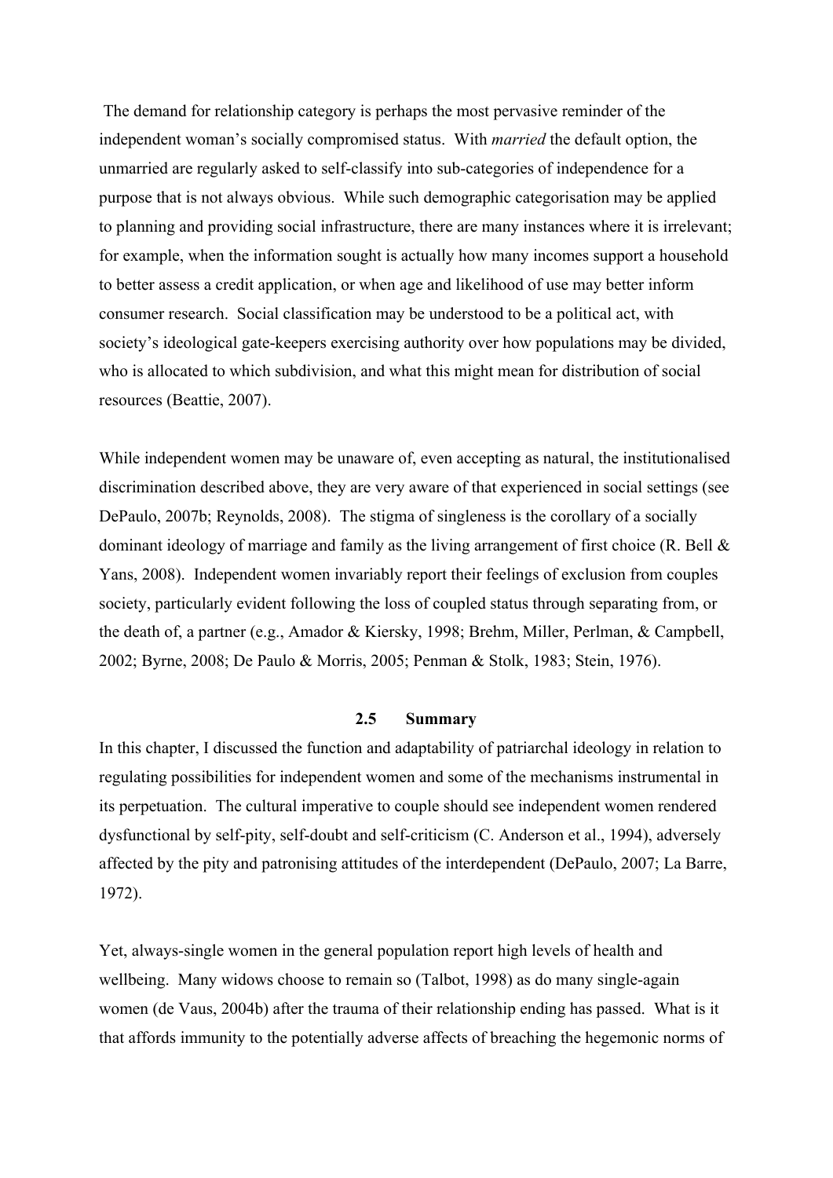The demand for relationship category is perhaps the most pervasive reminder of the independent woman's socially compromised status. With *married* the default option, the unmarried are regularly asked to self-classify into sub-categories of independence for a purpose that is not always obvious. While such demographic categorisation may be applied to planning and providing social infrastructure, there are many instances where it is irrelevant; for example, when the information sought is actually how many incomes support a household to better assess a credit application, or when age and likelihood of use may better inform consumer research. Social classification may be understood to be a political act, with society's ideological gate-keepers exercising authority over how populations may be divided, who is allocated to which subdivision, and what this might mean for distribution of social resources (Beattie, 2007).

While independent women may be unaware of, even accepting as natural, the institutionalised discrimination described above, they are very aware of that experienced in social settings (see DePaulo, 2007b; Reynolds, 2008). The stigma of singleness is the corollary of a socially dominant ideology of marriage and family as the living arrangement of first choice (R. Bell & Yans, 2008). Independent women invariably report their feelings of exclusion from couples society, particularly evident following the loss of coupled status through separating from, or the death of, a partner (e.g., Amador & Kiersky, 1998; Brehm, Miller, Perlman, & Campbell, 2002; Byrne, 2008; De Paulo & Morris, 2005; Penman & Stolk, 1983; Stein, 1976).

## 2.5 Summary

In this chapter, I discussed the function and adaptability of patriarchal ideology in relation to regulating possibilities for independent women and some of the mechanisms instrumental in its perpetuation. The cultural imperative to couple should see independent women rendered dysfunctional by self-pity, self-doubt and self-criticism (C. Anderson et al., 1994), adversely affected by the pity and patronising attitudes of the interdependent (DePaulo, 2007; La Barre, 1972).

Yet, always-single women in the general population report high levels of health and wellbeing. Many widows choose to remain so (Talbot, 1998) as do many single-again women (de Vaus, 2004b) after the trauma of their relationship ending has passed. What is it that affords immunity to the potentially adverse affects of breaching the hegemonic norms of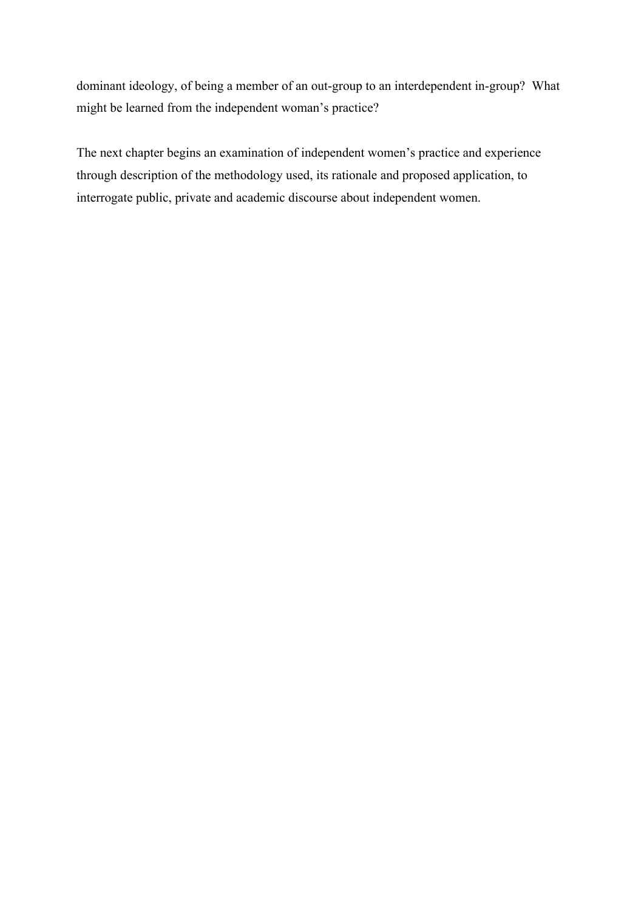dominant ideology, of being a member of an out-group to an interdependent in-group? What might be learned from the independent woman's practice?

The next chapter begins an examination of independent women's practice and experience through description of the methodology used, its rationale and proposed application, to interrogate public, private and academic discourse about independent women.